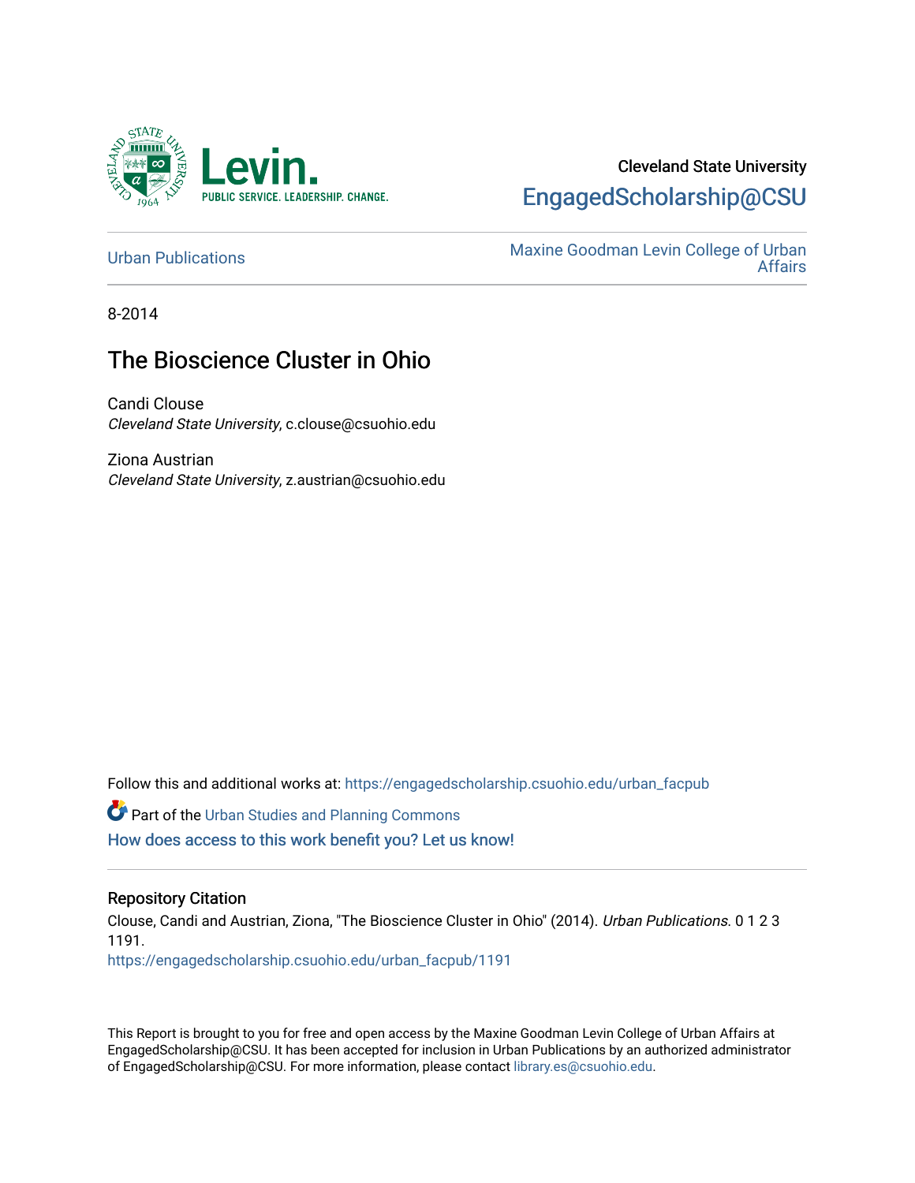Cleveland State University

EngagedScholarship@CSU

Urban Publications

Maxine Goodman Levin College of Urban Affairs

8-2014

# The Bioscience Cluster in Ohio

Candi Clouse
*Cleveland State University*, c.clouse@csuohio.edu

Ziona Austrian
*Cleveland State University*, z.austrian@csuohio.edu

Follow this and additional works at: https://engagedscholarship.csuohio.edu/urban_facpub

Part of the Urban Studies and Planning Commons

How does access to this work benefit you? Let us know!

## Repository Citation

Clouse, Candi and Austrian, Ziona, "The Bioscience Cluster in Ohio" (2014). *Urban Publications*. 0 1 2 3 1191.
https://engagedscholarship.csuohio.edu/urban_facpub/1191

This Report is brought to you for free and open access by the Maxine Goodman Levin College of Urban Affairs at EngagedScholarship@CSU. It has been accepted for inclusion in Urban Publications by an authorized administrator of EngagedScholarship@CSU. For more information, please contact library.es@csuohio.edu.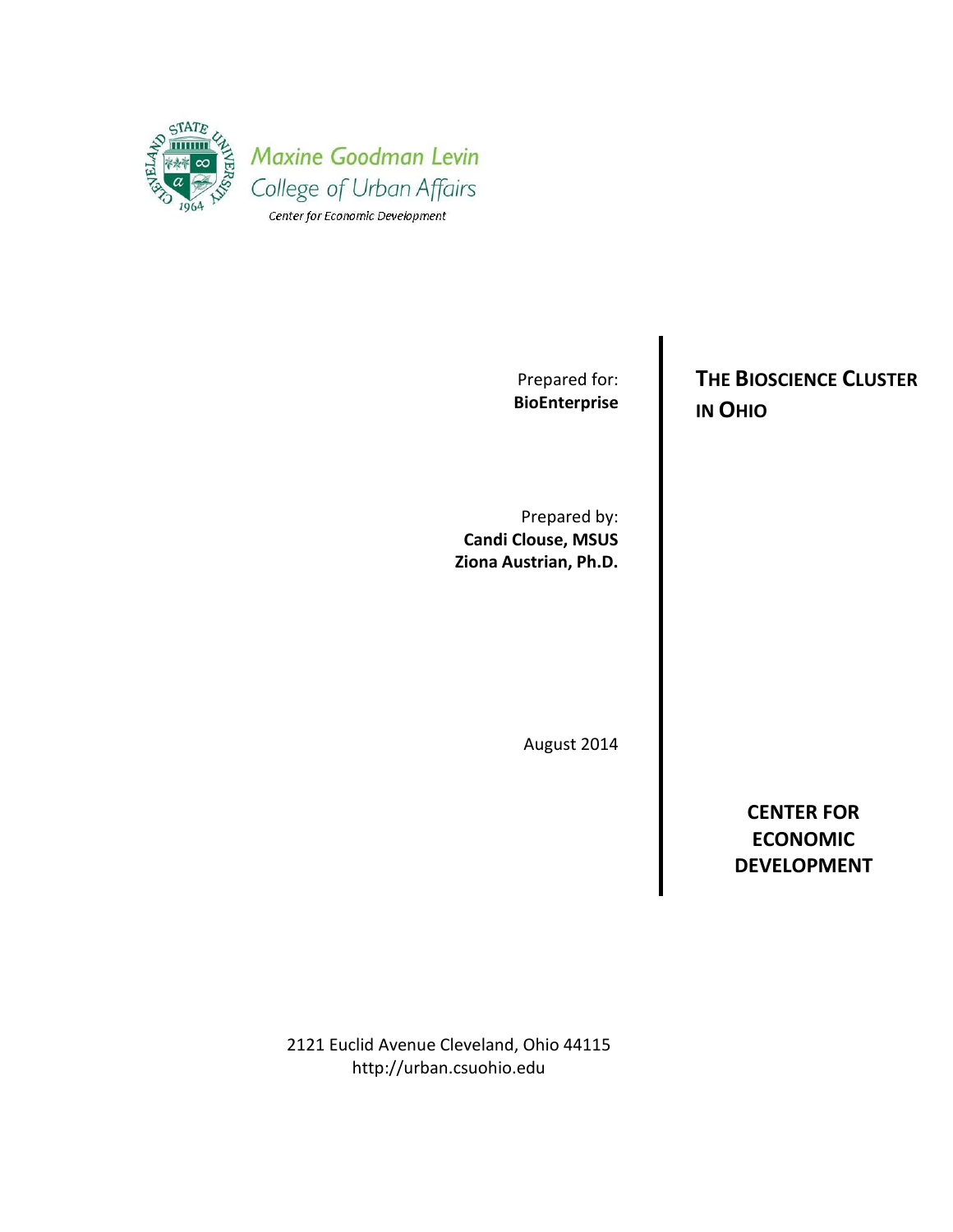Maxine Goodman Levin College of Urban Affairs

Center for Economic Development

Prepared for:
**BioEnterprise**

# THE BIOSCIENCE CLUSTER IN OHIO

Prepared by:
**Candi Clouse, MSUS**
**Ziona Austrian, Ph.D.**

August 2014

**CENTER FOR ECONOMIC DEVELOPMENT**

2121 Euclid Avenue Cleveland, Ohio 44115
http://urban.csuohio.edu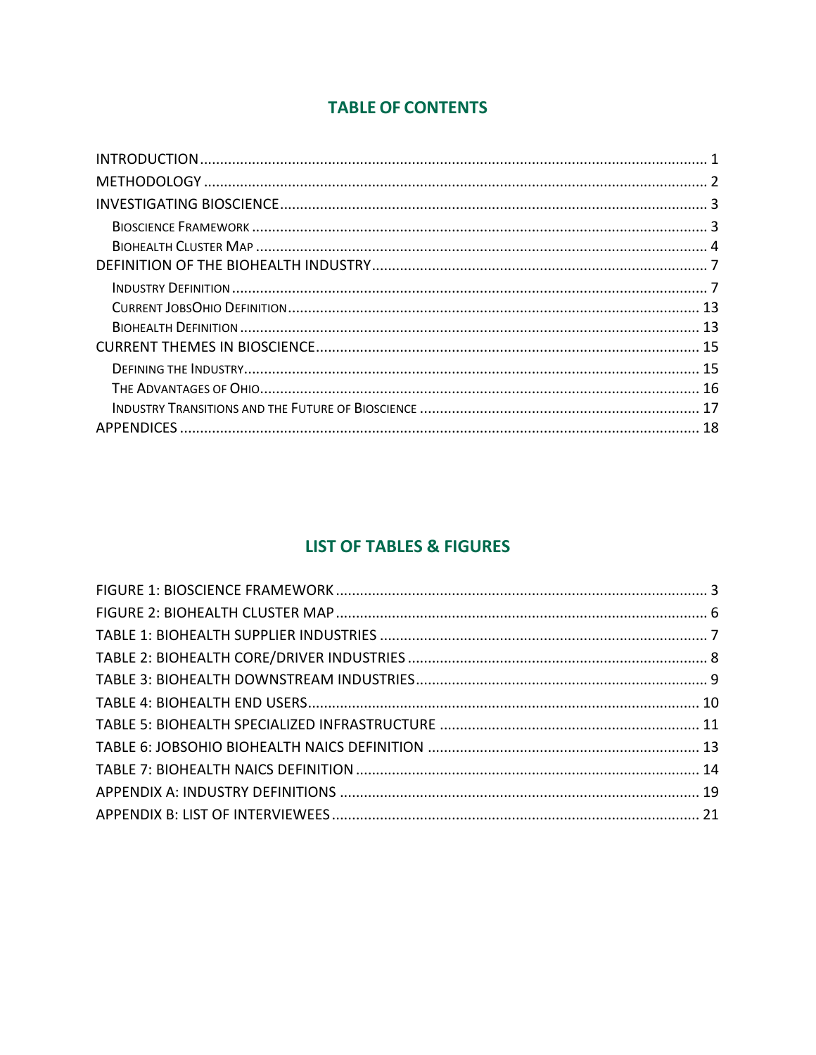# TABLE OF CONTENTS

INTRODUCTION ........ 1
METHODOLOGY ........ 2
INVESTIGATING BIOSCIENCE ........ 3
- Bioscience Framework ........ 3
- Biohealth Cluster Map ........ 4

DEFINITION OF THE BIOHEALTH INDUSTRY ........ 7
- Industry Definition ........ 7
- Current JobsOhio Definition ........ 13
- Biohealth Definition ........ 13

CURRENT THEMES IN BIOSCIENCE ........ 15
- Defining the Industry ........ 15
- The Advantages of Ohio ........ 16
- Industry Transitions and the Future of Bioscience ........ 17

APPENDICES ........ 18

# LIST OF TABLES & FIGURES

FIGURE 1: BIOSCIENCE FRAMEWORK ........ 3
FIGURE 2: BIOHEALTH CLUSTER MAP ........ 6
TABLE 1: BIOHEALTH SUPPLIER INDUSTRIES ........ 7
TABLE 2: BIOHEALTH CORE/DRIVER INDUSTRIES ........ 8
TABLE 3: BIOHEALTH DOWNSTREAM INDUSTRIES ........ 9
TABLE 4: BIOHEALTH END USERS ........ 10
TABLE 5: BIOHEALTH SPECIALIZED INFRASTRUCTURE ........ 11
TABLE 6: JOBSOHIO BIOHEALTH NAICS DEFINITION ........ 13
TABLE 7: BIOHEALTH NAICS DEFINITION ........ 14
APPENDIX A: INDUSTRY DEFINITIONS ........ 19
APPENDIX B: LIST OF INTERVIEWEES ........ 21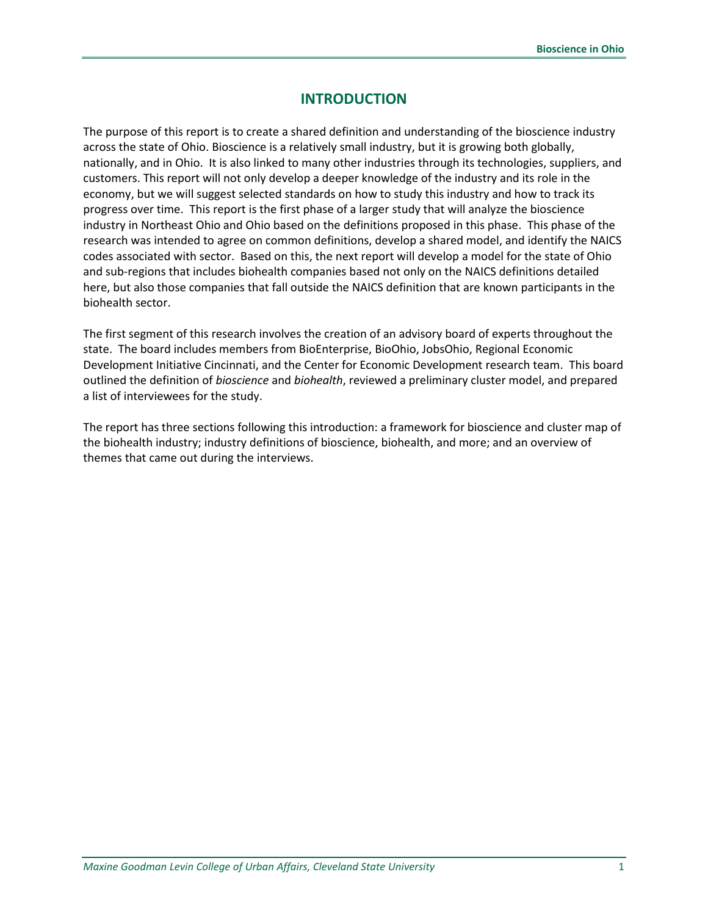# INTRODUCTION

The purpose of this report is to create a shared definition and understanding of the bioscience industry across the state of Ohio. Bioscience is a relatively small industry, but it is growing both globally, nationally, and in Ohio. It is also linked to many other industries through its technologies, suppliers, and customers. This report will not only develop a deeper knowledge of the industry and its role in the economy, but we will suggest selected standards on how to study this industry and how to track its progress over time. This report is the first phase of a larger study that will analyze the bioscience industry in Northeast Ohio and Ohio based on the definitions proposed in this phase. This phase of the research was intended to agree on common definitions, develop a shared model, and identify the NAICS codes associated with sector. Based on this, the next report will develop a model for the state of Ohio and sub-regions that includes biohealth companies based not only on the NAICS definitions detailed here, but also those companies that fall outside the NAICS definition that are known participants in the biohealth sector.

The first segment of this research involves the creation of an advisory board of experts throughout the state. The board includes members from BioEnterprise, BioOhio, JobsOhio, Regional Economic Development Initiative Cincinnati, and the Center for Economic Development research team. This board outlined the definition of *bioscience* and *biohealth*, reviewed a preliminary cluster model, and prepared a list of interviewees for the study.

The report has three sections following this introduction: a framework for bioscience and cluster map of the biohealth industry; industry definitions of bioscience, biohealth, and more; and an overview of themes that came out during the interviews.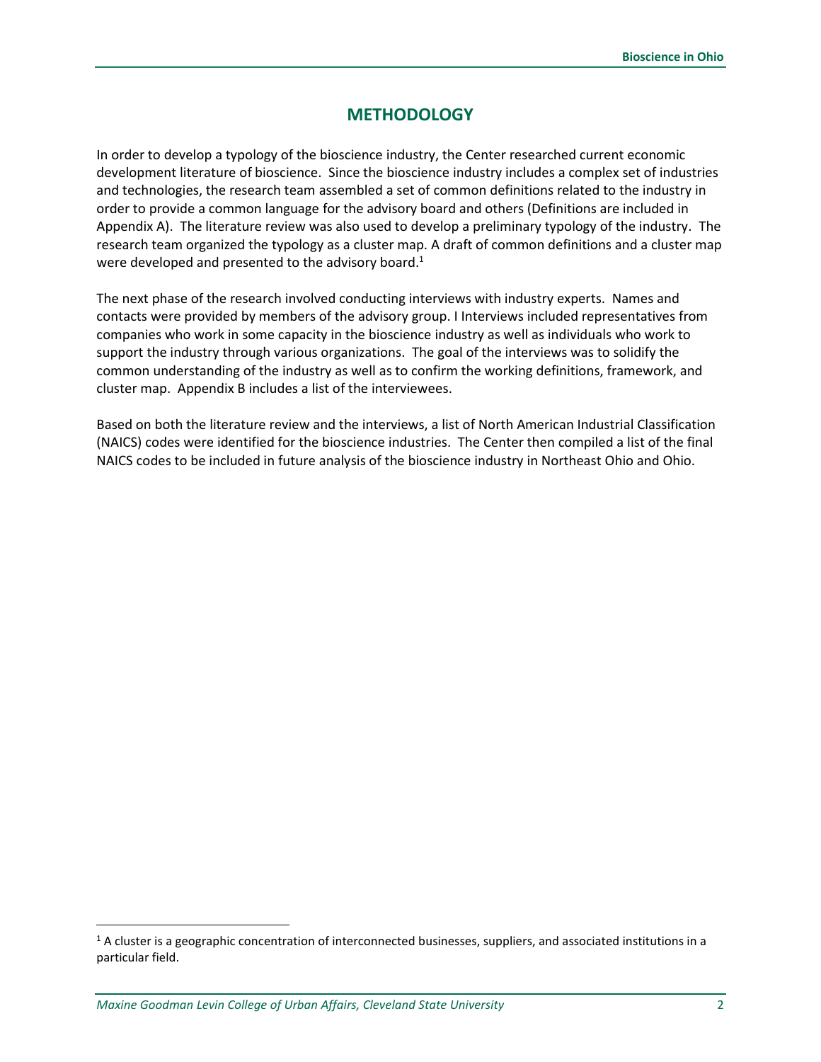# METHODOLOGY

In order to develop a typology of the bioscience industry, the Center researched current economic development literature of bioscience. Since the bioscience industry includes a complex set of industries and technologies, the research team assembled a set of common definitions related to the industry in order to provide a common language for the advisory board and others (Definitions are included in Appendix A). The literature review was also used to develop a preliminary typology of the industry. The research team organized the typology as a cluster map. A draft of common definitions and a cluster map were developed and presented to the advisory board.[1]

The next phase of the research involved conducting interviews with industry experts. Names and contacts were provided by members of the advisory group. I Interviews included representatives from companies who work in some capacity in the bioscience industry as well as individuals who work to support the industry through various organizations. The goal of the interviews was to solidify the common understanding of the industry as well as to confirm the working definitions, framework, and cluster map. Appendix B includes a list of the interviewees.

Based on both the literature review and the interviews, a list of North American Industrial Classification (NAICS) codes were identified for the bioscience industries. The Center then compiled a list of the final NAICS codes to be included in future analysis of the bioscience industry in Northeast Ohio and Ohio.

---

[1] A cluster is a geographic concentration of interconnected businesses, suppliers, and associated institutions in a particular field.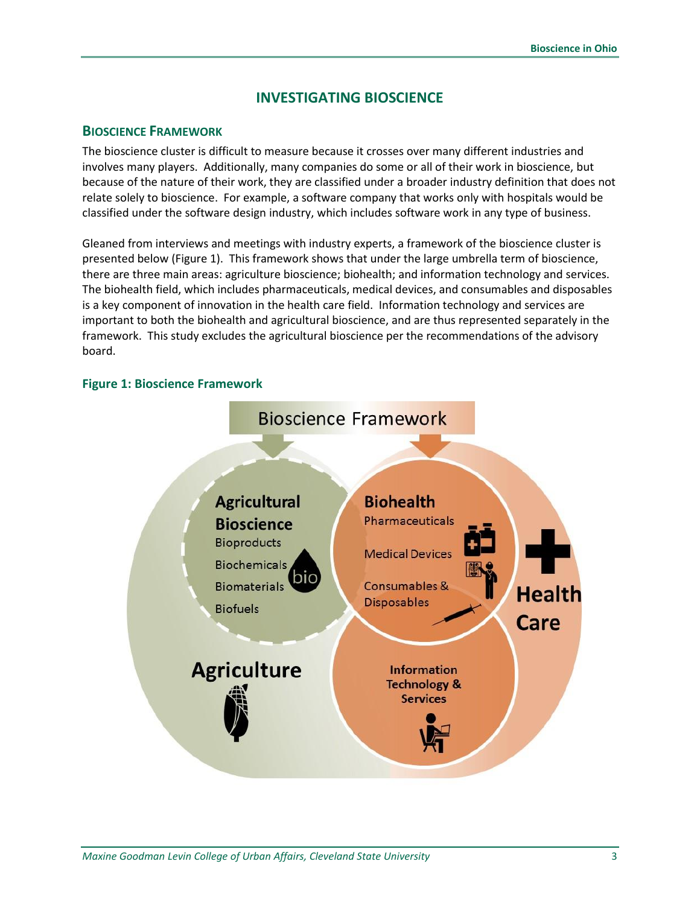# INVESTIGATING BIOSCIENCE

## BIOSCIENCE FRAMEWORK

The bioscience cluster is difficult to measure because it crosses over many different industries and involves many players. Additionally, many companies do some or all of their work in bioscience, but because of the nature of their work, they are classified under a broader industry definition that does not relate solely to bioscience. For example, a software company that works only with hospitals would be classified under the software design industry, which includes software work in any type of business.

Gleaned from interviews and meetings with industry experts, a framework of the bioscience cluster is presented below (Figure 1). This framework shows that under the large umbrella term of bioscience, there are three main areas: agriculture bioscience; biohealth; and information technology and services. The biohealth field, which includes pharmaceuticals, medical devices, and consumables and disposables is a key component of innovation in the health care field. Information technology and services are important to both the biohealth and agricultural bioscience, and are thus represented separately in the framework. This study excludes the agricultural bioscience per the recommendations of the advisory board.

**Figure 1: Bioscience Framework**

Bioscience Framework

**Agricultural Bioscience**
Bioproducts
Biochemicals
Biomaterials
Biofuels

**Biohealth**
Pharmaceuticals
Medical Devices
Consumables & Disposables

**Information Technology & Services**

**Agriculture**

**Health Care**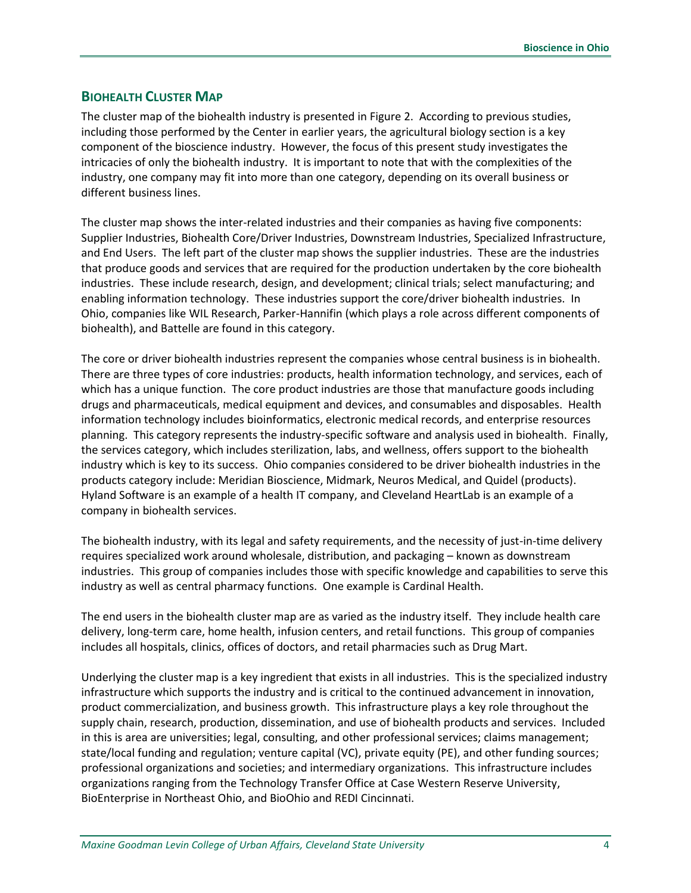## Biohealth Cluster Map

The cluster map of the biohealth industry is presented in Figure 2. According to previous studies, including those performed by the Center in earlier years, the agricultural biology section is a key component of the bioscience industry. However, the focus of this present study investigates the intricacies of only the biohealth industry. It is important to note that with the complexities of the industry, one company may fit into more than one category, depending on its overall business or different business lines.

The cluster map shows the inter-related industries and their companies as having five components: Supplier Industries, Biohealth Core/Driver Industries, Downstream Industries, Specialized Infrastructure, and End Users. The left part of the cluster map shows the supplier industries. These are the industries that produce goods and services that are required for the production undertaken by the core biohealth industries. These include research, design, and development; clinical trials; select manufacturing; and enabling information technology. These industries support the core/driver biohealth industries. In Ohio, companies like WIL Research, Parker-Hannifin (which plays a role across different components of biohealth), and Battelle are found in this category.

The core or driver biohealth industries represent the companies whose central business is in biohealth. There are three types of core industries: products, health information technology, and services, each of which has a unique function. The core product industries are those that manufacture goods including drugs and pharmaceuticals, medical equipment and devices, and consumables and disposables. Health information technology includes bioinformatics, electronic medical records, and enterprise resources planning. This category represents the industry-specific software and analysis used in biohealth. Finally, the services category, which includes sterilization, labs, and wellness, offers support to the biohealth industry which is key to its success. Ohio companies considered to be driver biohealth industries in the products category include: Meridian Bioscience, Midmark, Neuros Medical, and Quidel (products). Hyland Software is an example of a health IT company, and Cleveland HeartLab is an example of a company in biohealth services.

The biohealth industry, with its legal and safety requirements, and the necessity of just-in-time delivery requires specialized work around wholesale, distribution, and packaging – known as downstream industries. This group of companies includes those with specific knowledge and capabilities to serve this industry as well as central pharmacy functions. One example is Cardinal Health.

The end users in the biohealth cluster map are as varied as the industry itself. They include health care delivery, long-term care, home health, infusion centers, and retail functions. This group of companies includes all hospitals, clinics, offices of doctors, and retail pharmacies such as Drug Mart.

Underlying the cluster map is a key ingredient that exists in all industries. This is the specialized industry infrastructure which supports the industry and is critical to the continued advancement in innovation, product commercialization, and business growth. This infrastructure plays a key role throughout the supply chain, research, production, dissemination, and use of biohealth products and services. Included in this is area are universities; legal, consulting, and other professional services; claims management; state/local funding and regulation; venture capital (VC), private equity (PE), and other funding sources; professional organizations and societies; and intermediary organizations. This infrastructure includes organizations ranging from the Technology Transfer Office at Case Western Reserve University, BioEnterprise in Northeast Ohio, and BioOhio and REDI Cincinnati.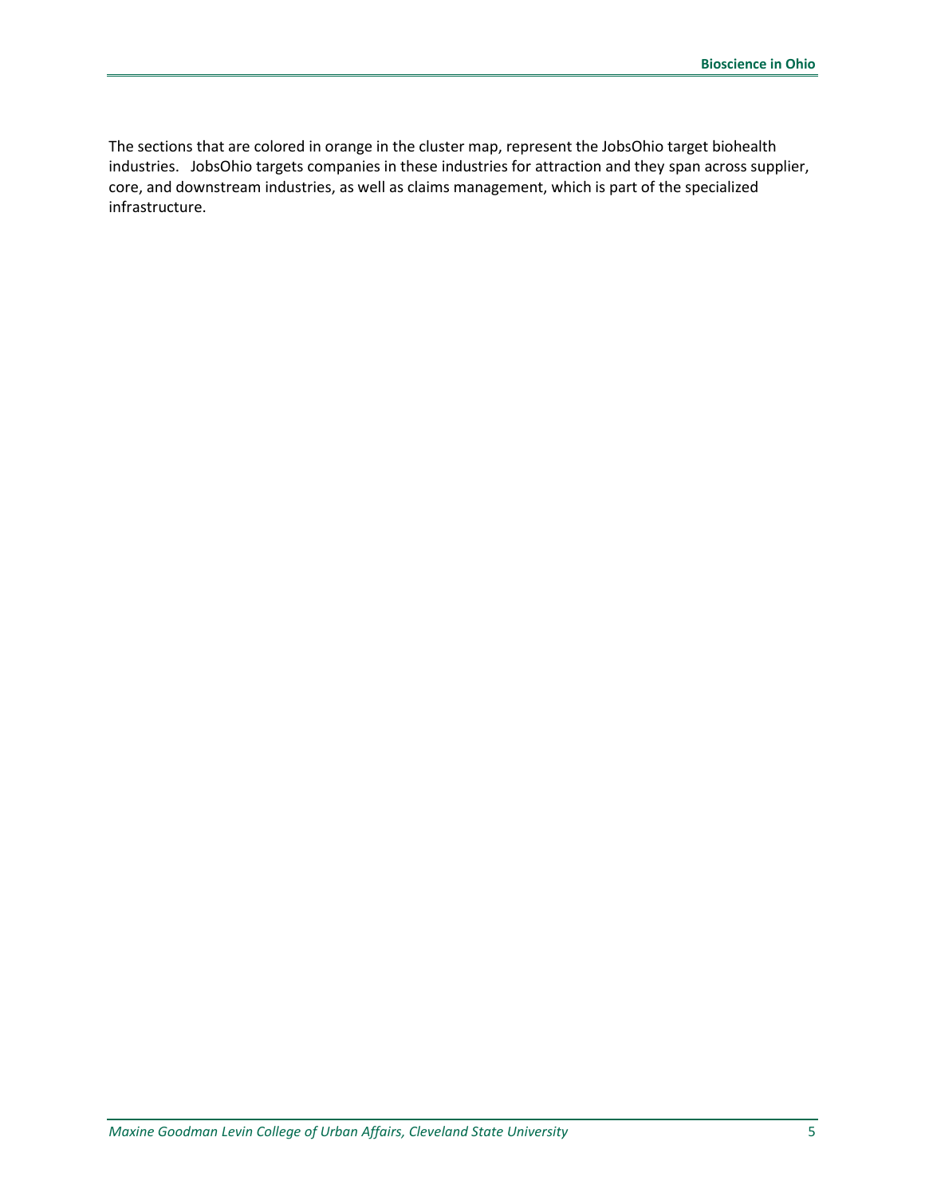The sections that are colored in orange in the cluster map, represent the JobsOhio target biohealth industries. JobsOhio targets companies in these industries for attraction and they span across supplier, core, and downstream industries, as well as claims management, which is part of the specialized infrastructure.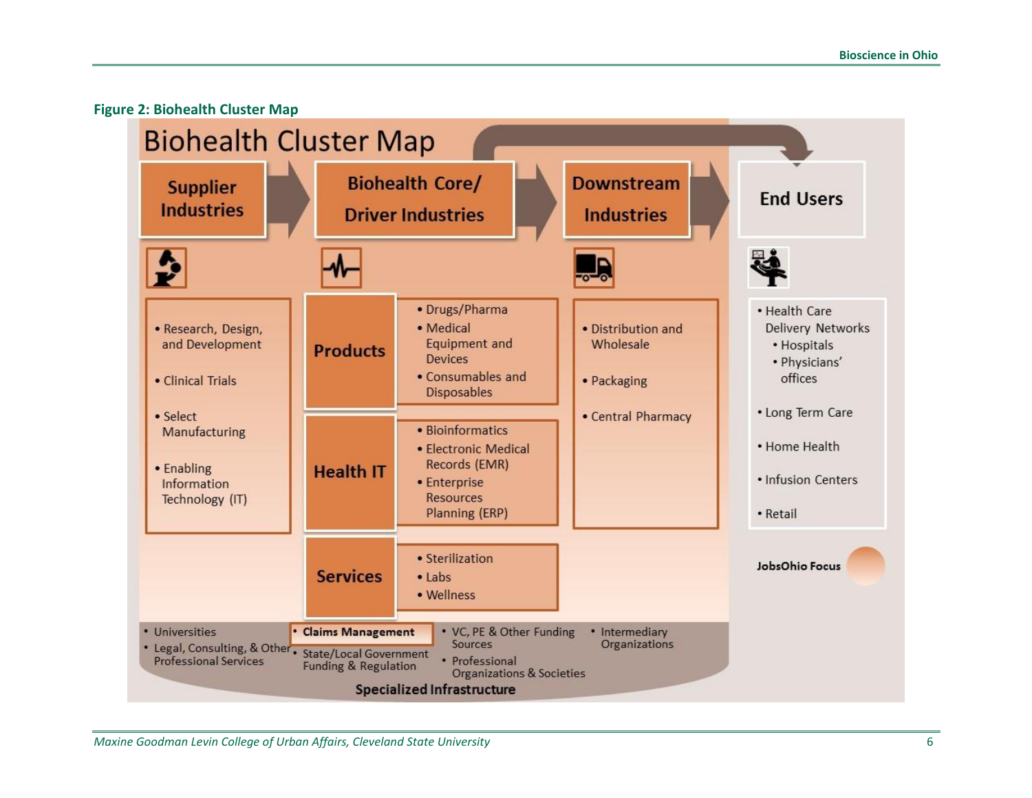**Figure 2: Biohealth Cluster Map**

# Biohealth Cluster Map

**Supplier Industries** → **Biohealth Core/ Driver Industries** → **Downstream Industries** → **End Users**

**Supplier Industries**

- Research, Design, and Development
- Clinical Trials
- Select Manufacturing
- Enabling Information Technology (IT)

**Biohealth Core/ Driver Industries**

**Products**

- Drugs/Pharma
- Medical Equipment and Devices
- Consumables and Disposables

**Health IT**

- Bioinformatics
- Electronic Medical Records (EMR)
- Enterprise Resources Planning (ERP)

**Services**

- Sterilization
- Labs
- Wellness

**Downstream Industries**

- Distribution and Wholesale
- Packaging
- Central Pharmacy

**End Users**

- Health Care Delivery Networks
  - Hospitals
  - Physicians' offices
- Long Term Care
- Home Health
- Infusion Centers
- Retail

JobsOhio Focus

**Specialized Infrastructure**

- Universities
- Legal, Consulting, & Other Professional Services
- Claims Management
- State/Local Government Funding & Regulation
- VC, PE & Other Funding Sources
- Professional Organizations & Societies
- Intermediary Organizations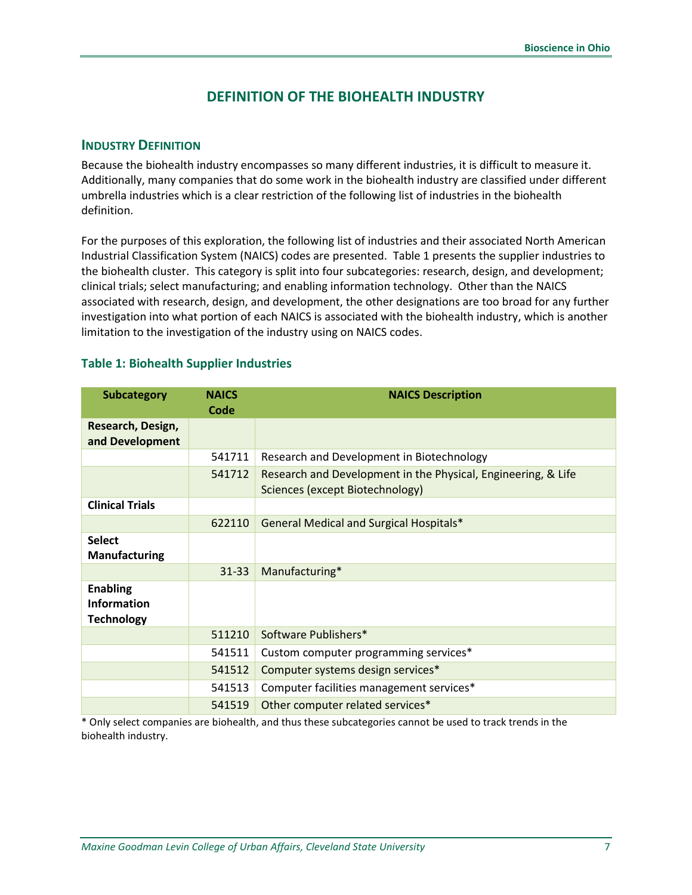# DEFINITION OF THE BIOHEALTH INDUSTRY

## INDUSTRY DEFINITION

Because the biohealth industry encompasses so many different industries, it is difficult to measure it. Additionally, many companies that do some work in the biohealth industry are classified under different umbrella industries which is a clear restriction of the following list of industries in the biohealth definition.

For the purposes of this exploration, the following list of industries and their associated North American Industrial Classification System (NAICS) codes are presented. Table 1 presents the supplier industries to the biohealth cluster. This category is split into four subcategories: research, design, and development; clinical trials; select manufacturing; and enabling information technology. Other than the NAICS associated with research, design, and development, the other designations are too broad for any further investigation into what portion of each NAICS is associated with the biohealth industry, which is another limitation to the investigation of the industry using on NAICS codes.

### Table 1: Biohealth Supplier Industries

| Subcategory | NAICS Code | NAICS Description |
|---|---|---|
| **Research, Design, and Development** | | |
| | 541711 | Research and Development in Biotechnology |
| | 541712 | Research and Development in the Physical, Engineering, & Life Sciences (except Biotechnology) |
| **Clinical Trials** | | |
| | 622110 | General Medical and Surgical Hospitals* |
| **Select Manufacturing** | | |
| | 31-33 | Manufacturing* |
| **Enabling Information Technology** | | |
| | 511210 | Software Publishers* |
| | 541511 | Custom computer programming services* |
| | 541512 | Computer systems design services* |
| | 541513 | Computer facilities management services* |
| | 541519 | Other computer related services* |

* Only select companies are biohealth, and thus these subcategories cannot be used to track trends in the biohealth industry.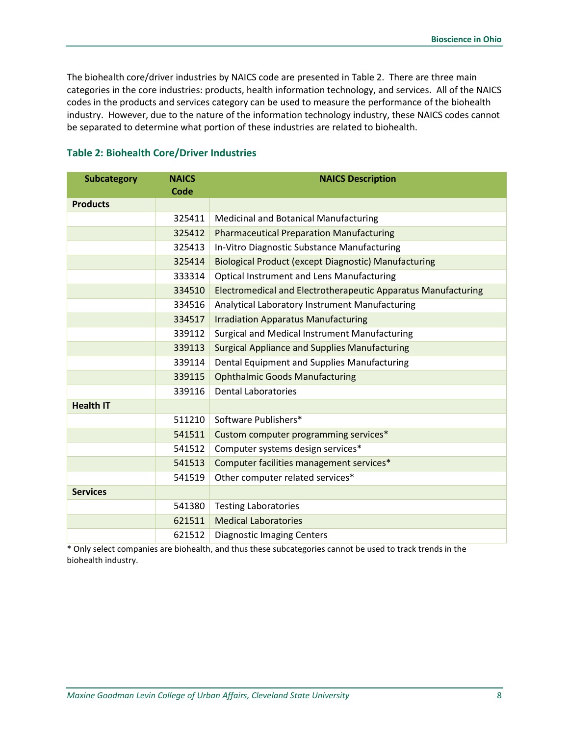The biohealth core/driver industries by NAICS code are presented in Table 2. There are three main categories in the core industries: products, health information technology, and services. All of the NAICS codes in the products and services category can be used to measure the performance of the biohealth industry. However, due to the nature of the information technology industry, these NAICS codes cannot be separated to determine what portion of these industries are related to biohealth.

### Table 2: Biohealth Core/Driver Industries

| Subcategory | NAICS Code | NAICS Description |
|---|---|---|
| **Products** | | |
| | 325411 | Medicinal and Botanical Manufacturing |
| | 325412 | Pharmaceutical Preparation Manufacturing |
| | 325413 | In-Vitro Diagnostic Substance Manufacturing |
| | 325414 | Biological Product (except Diagnostic) Manufacturing |
| | 333314 | Optical Instrument and Lens Manufacturing |
| | 334510 | Electromedical and Electrotherapeutic Apparatus Manufacturing |
| | 334516 | Analytical Laboratory Instrument Manufacturing |
| | 334517 | Irradiation Apparatus Manufacturing |
| | 339112 | Surgical and Medical Instrument Manufacturing |
| | 339113 | Surgical Appliance and Supplies Manufacturing |
| | 339114 | Dental Equipment and Supplies Manufacturing |
| | 339115 | Ophthalmic Goods Manufacturing |
| | 339116 | Dental Laboratories |
| **Health IT** | | |
| | 511210 | Software Publishers* |
| | 541511 | Custom computer programming services* |
| | 541512 | Computer systems design services* |
| | 541513 | Computer facilities management services* |
| | 541519 | Other computer related services* |
| **Services** | | |
| | 541380 | Testing Laboratories |
| | 621511 | Medical Laboratories |
| | 621512 | Diagnostic Imaging Centers |

* Only select companies are biohealth, and thus these subcategories cannot be used to track trends in the biohealth industry.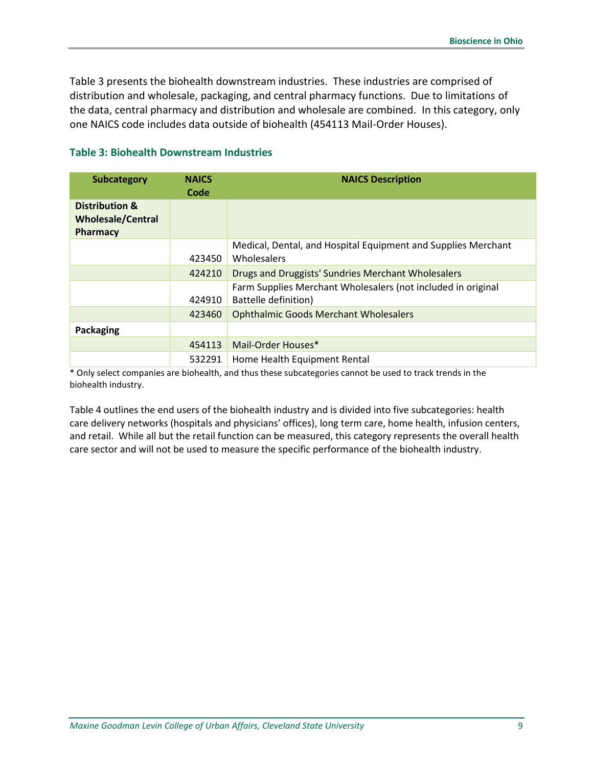Table 3 presents the biohealth downstream industries. These industries are comprised of distribution and wholesale, packaging, and central pharmacy functions. Due to limitations of the data, central pharmacy and distribution and wholesale are combined. In this category, only one NAICS code includes data outside of biohealth (454113 Mail-Order Houses).

### Table 3: Biohealth Downstream Industries

| Subcategory | NAICS Code | NAICS Description |
|---|---|---|
| **Distribution & Wholesale/Central Pharmacy** | | |
| | 423450 | Medical, Dental, and Hospital Equipment and Supplies Merchant Wholesalers |
| | 424210 | Drugs and Druggists' Sundries Merchant Wholesalers |
| | 424910 | Farm Supplies Merchant Wholesalers (not included in original Battelle definition) |
| | 423460 | Ophthalmic Goods Merchant Wholesalers |
| **Packaging** | | |
| | 454113 | Mail-Order Houses* |
| | 532291 | Home Health Equipment Rental |

\* Only select companies are biohealth, and thus these subcategories cannot be used to track trends in the biohealth industry.

Table 4 outlines the end users of the biohealth industry and is divided into five subcategories: health care delivery networks (hospitals and physicians' offices), long term care, home health, infusion centers, and retail. While all but the retail function can be measured, this category represents the overall health care sector and will not be used to measure the specific performance of the biohealth industry.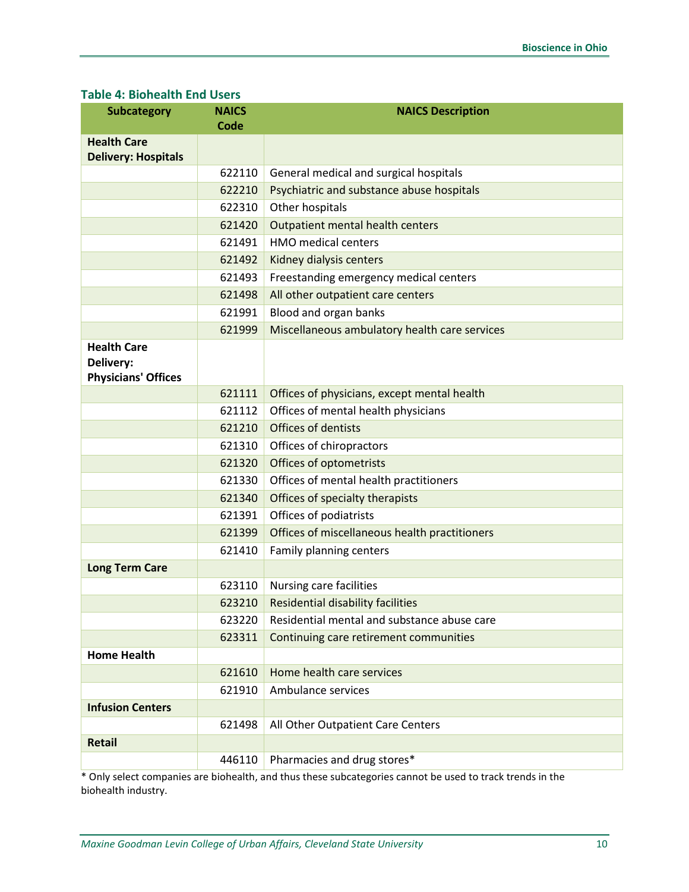### Table 4: Biohealth End Users

| Subcategory | NAICS Code | NAICS Description |
|---|---|---|
| **Health Care Delivery: Hospitals** | | |
| | 622110 | General medical and surgical hospitals |
| | 622210 | Psychiatric and substance abuse hospitals |
| | 622310 | Other hospitals |
| | 621420 | Outpatient mental health centers |
| | 621491 | HMO medical centers |
| | 621492 | Kidney dialysis centers |
| | 621493 | Freestanding emergency medical centers |
| | 621498 | All other outpatient care centers |
| | 621991 | Blood and organ banks |
| | 621999 | Miscellaneous ambulatory health care services |
| **Health Care Delivery: Physicians' Offices** | | |
| | 621111 | Offices of physicians, except mental health |
| | 621112 | Offices of mental health physicians |
| | 621210 | Offices of dentists |
| | 621310 | Offices of chiropractors |
| | 621320 | Offices of optometrists |
| | 621330 | Offices of mental health practitioners |
| | 621340 | Offices of specialty therapists |
| | 621391 | Offices of podiatrists |
| | 621399 | Offices of miscellaneous health practitioners |
| | 621410 | Family planning centers |
| **Long Term Care** | | |
| | 623110 | Nursing care facilities |
| | 623210 | Residential disability facilities |
| | 623220 | Residential mental and substance abuse care |
| | 623311 | Continuing care retirement communities |
| **Home Health** | | |
| | 621610 | Home health care services |
| | 621910 | Ambulance services |
| **Infusion Centers** | | |
| | 621498 | All Other Outpatient Care Centers |
| **Retail** | | |
| | 446110 | Pharmacies and drug stores* |

* Only select companies are biohealth, and thus these subcategories cannot be used to track trends in the biohealth industry.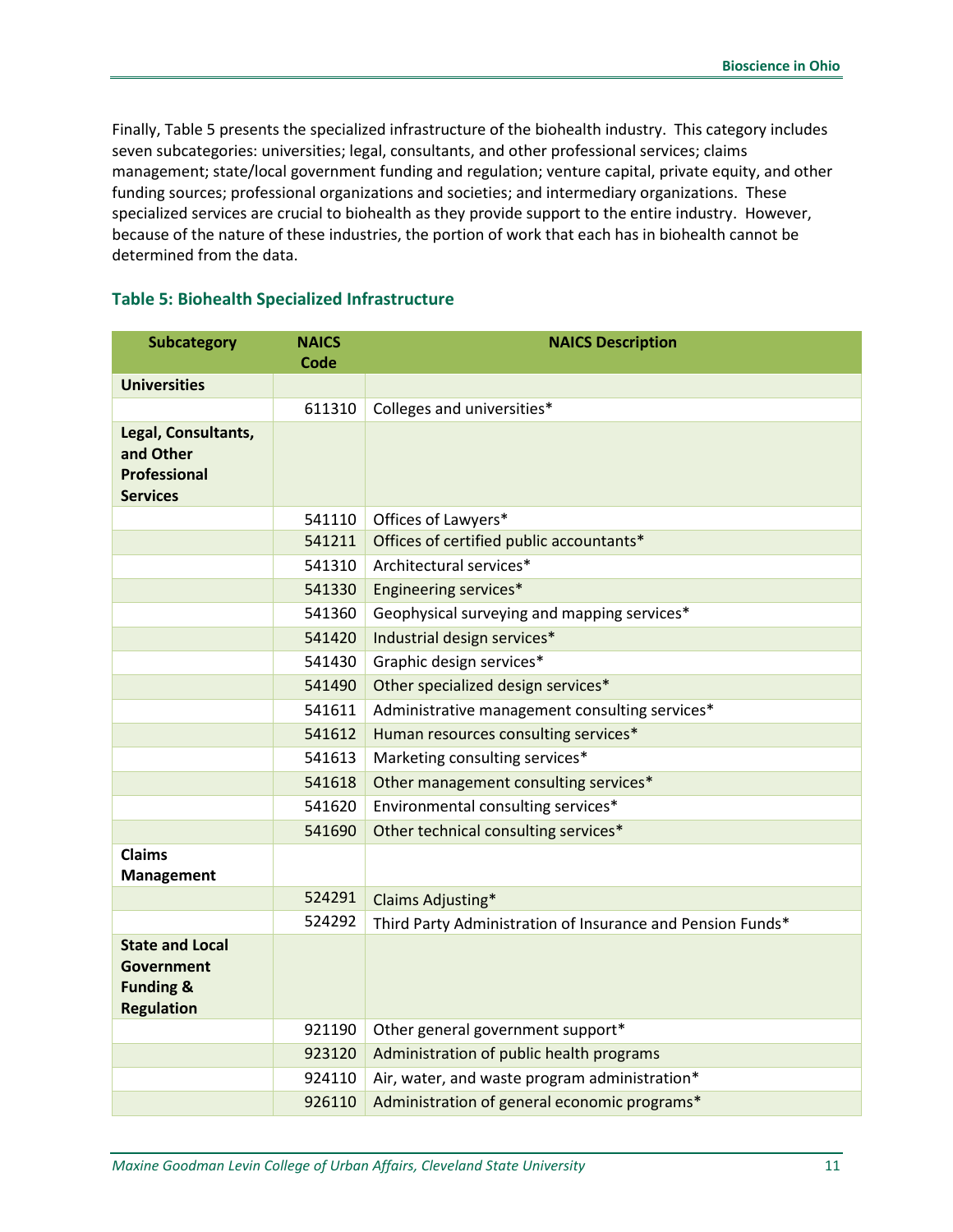Finally, Table 5 presents the specialized infrastructure of the biohealth industry. This category includes seven subcategories: universities; legal, consultants, and other professional services; claims management; state/local government funding and regulation; venture capital, private equity, and other funding sources; professional organizations and societies; and intermediary organizations. These specialized services are crucial to biohealth as they provide support to the entire industry. However, because of the nature of these industries, the portion of work that each has in biohealth cannot be determined from the data.

### Table 5: Biohealth Specialized Infrastructure

| Subcategory | NAICS Code | NAICS Description |
|---|---|---|
| **Universities** | | |
| | 611310 | Colleges and universities* |
| **Legal, Consultants, and Other Professional Services** | | |
| | 541110 | Offices of Lawyers* |
| | 541211 | Offices of certified public accountants* |
| | 541310 | Architectural services* |
| | 541330 | Engineering services* |
| | 541360 | Geophysical surveying and mapping services* |
| | 541420 | Industrial design services* |
| | 541430 | Graphic design services* |
| | 541490 | Other specialized design services* |
| | 541611 | Administrative management consulting services* |
| | 541612 | Human resources consulting services* |
| | 541613 | Marketing consulting services* |
| | 541618 | Other management consulting services* |
| | 541620 | Environmental consulting services* |
| | 541690 | Other technical consulting services* |
| **Claims Management** | | |
| | 524291 | Claims Adjusting* |
| | 524292 | Third Party Administration of Insurance and Pension Funds* |
| **State and Local Government Funding & Regulation** | | |
| | 921190 | Other general government support* |
| | 923120 | Administration of public health programs |
| | 924110 | Air, water, and waste program administration* |
| | 926110 | Administration of general economic programs* |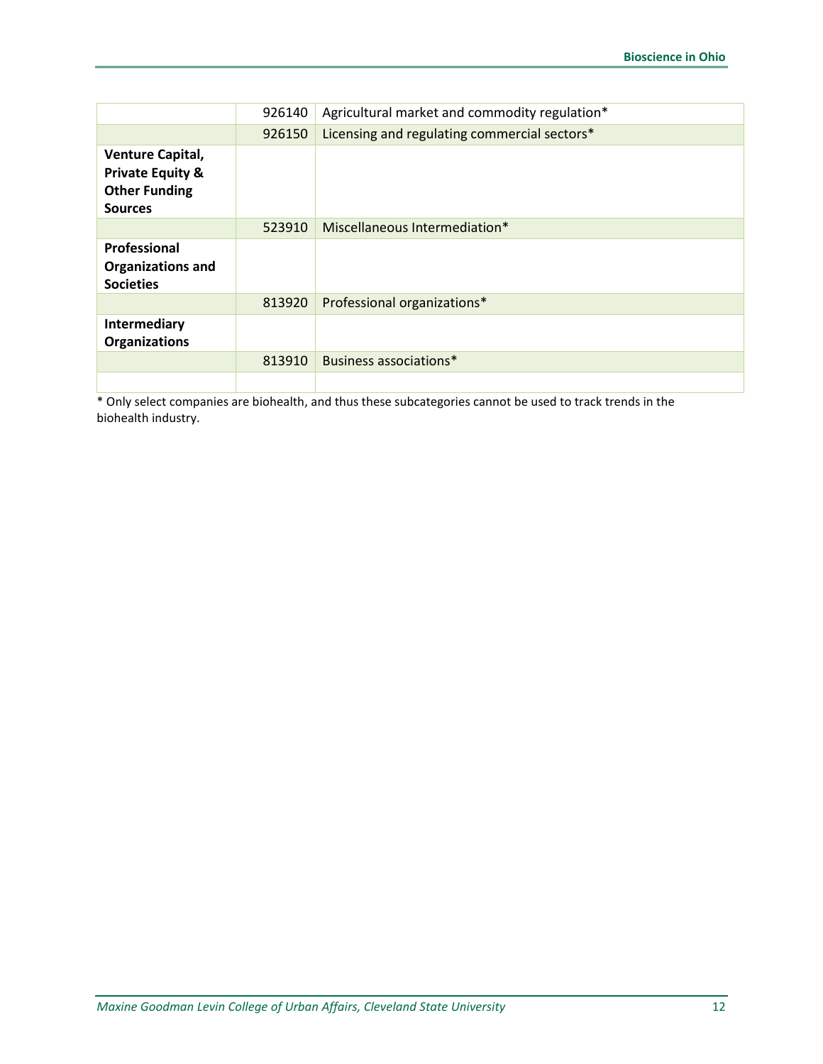| | | |
|---|---|---|
| | 926140 | Agricultural market and commodity regulation* |
| | 926150 | Licensing and regulating commercial sectors* |
| **Venture Capital, Private Equity & Other Funding Sources** | | |
| | 523910 | Miscellaneous Intermediation* |
| **Professional Organizations and Societies** | | |
| | 813920 | Professional organizations* |
| **Intermediary Organizations** | | |
| | 813910 | Business associations* |
| | | |

* Only select companies are biohealth, and thus these subcategories cannot be used to track trends in the biohealth industry.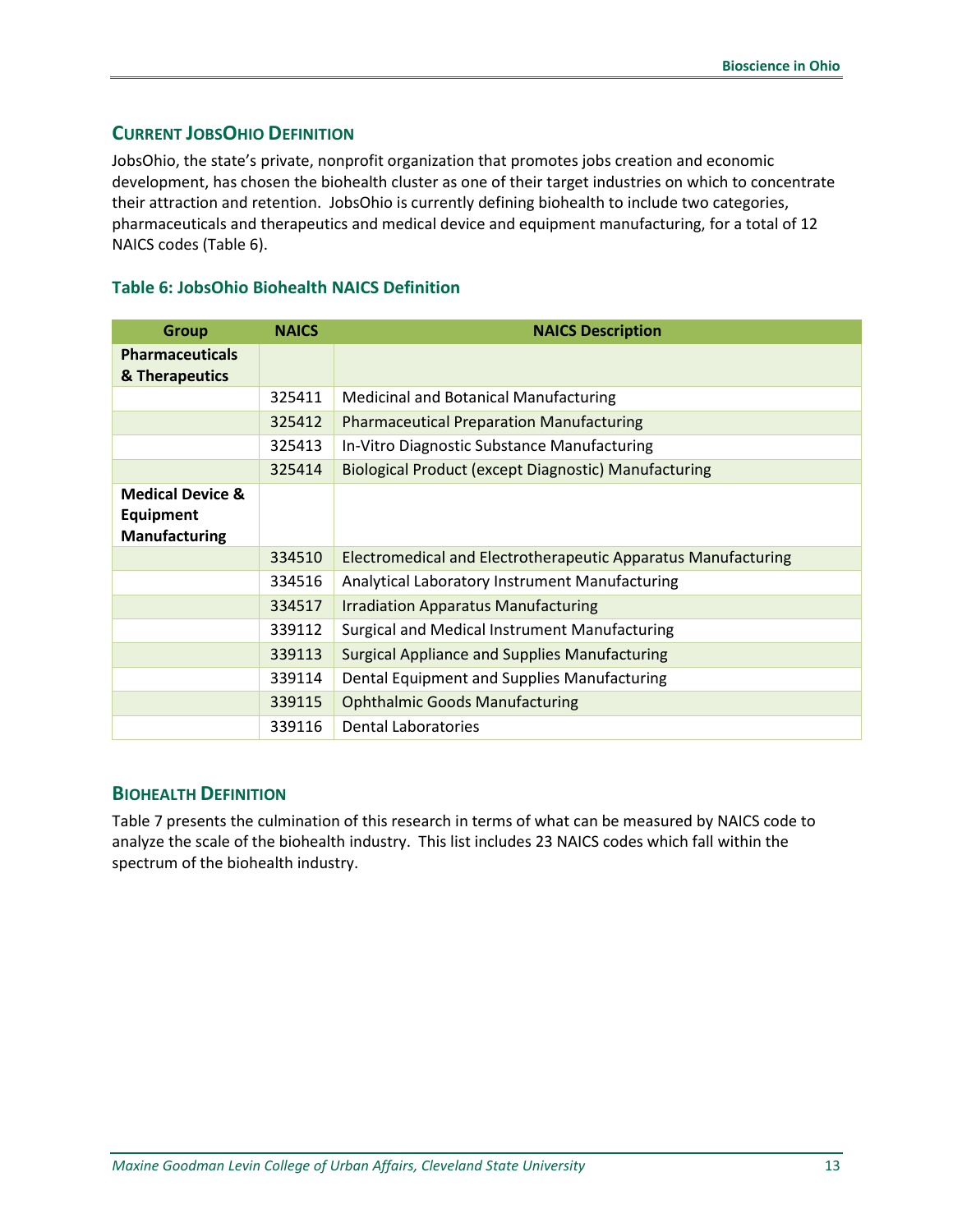## Current JobsOhio Definition

JobsOhio, the state's private, nonprofit organization that promotes jobs creation and economic development, has chosen the biohealth cluster as one of their target industries on which to concentrate their attraction and retention. JobsOhio is currently defining biohealth to include two categories, pharmaceuticals and therapeutics and medical device and equipment manufacturing, for a total of 12 NAICS codes (Table 6).

### Table 6: JobsOhio Biohealth NAICS Definition

| Group | NAICS | NAICS Description |
|---|---|---|
| **Pharmaceuticals & Therapeutics** | | |
| | 325411 | Medicinal and Botanical Manufacturing |
| | 325412 | Pharmaceutical Preparation Manufacturing |
| | 325413 | In-Vitro Diagnostic Substance Manufacturing |
| | 325414 | Biological Product (except Diagnostic) Manufacturing |
| **Medical Device & Equipment Manufacturing** | | |
| | 334510 | Electromedical and Electrotherapeutic Apparatus Manufacturing |
| | 334516 | Analytical Laboratory Instrument Manufacturing |
| | 334517 | Irradiation Apparatus Manufacturing |
| | 339112 | Surgical and Medical Instrument Manufacturing |
| | 339113 | Surgical Appliance and Supplies Manufacturing |
| | 339114 | Dental Equipment and Supplies Manufacturing |
| | 339115 | Ophthalmic Goods Manufacturing |
| | 339116 | Dental Laboratories |

## Biohealth Definition

Table 7 presents the culmination of this research in terms of what can be measured by NAICS code to analyze the scale of the biohealth industry. This list includes 23 NAICS codes which fall within the spectrum of the biohealth industry.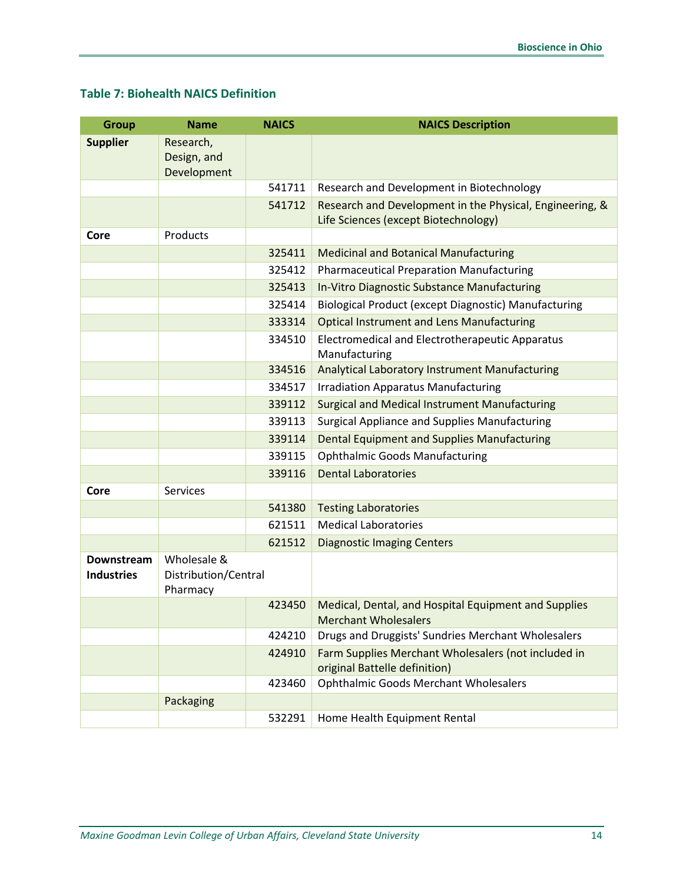### Table 7: Biohealth NAICS Definition

| Group | Name | NAICS | NAICS Description |
|---|---|---|---|
| **Supplier** | Research, Design, and Development | | |
| | | 541711 | Research and Development in Biotechnology |
| | | 541712 | Research and Development in the Physical, Engineering, & Life Sciences (except Biotechnology) |
| **Core** | Products | | |
| | | 325411 | Medicinal and Botanical Manufacturing |
| | | 325412 | Pharmaceutical Preparation Manufacturing |
| | | 325413 | In-Vitro Diagnostic Substance Manufacturing |
| | | 325414 | Biological Product (except Diagnostic) Manufacturing |
| | | 333314 | Optical Instrument and Lens Manufacturing |
| | | 334510 | Electromedical and Electrotherapeutic Apparatus Manufacturing |
| | | 334516 | Analytical Laboratory Instrument Manufacturing |
| | | 334517 | Irradiation Apparatus Manufacturing |
| | | 339112 | Surgical and Medical Instrument Manufacturing |
| | | 339113 | Surgical Appliance and Supplies Manufacturing |
| | | 339114 | Dental Equipment and Supplies Manufacturing |
| | | 339115 | Ophthalmic Goods Manufacturing |
| | | 339116 | Dental Laboratories |
| **Core** | Services | | |
| | | 541380 | Testing Laboratories |
| | | 621511 | Medical Laboratories |
| | | 621512 | Diagnostic Imaging Centers |
| **Downstream Industries** | Wholesale & Distribution/Central Pharmacy | | |
| | | 423450 | Medical, Dental, and Hospital Equipment and Supplies Merchant Wholesalers |
| | | 424210 | Drugs and Druggists' Sundries Merchant Wholesalers |
| | | 424910 | Farm Supplies Merchant Wholesalers (not included in original Battelle definition) |
| | | 423460 | Ophthalmic Goods Merchant Wholesalers |
| | Packaging | | |
| | | 532291 | Home Health Equipment Rental |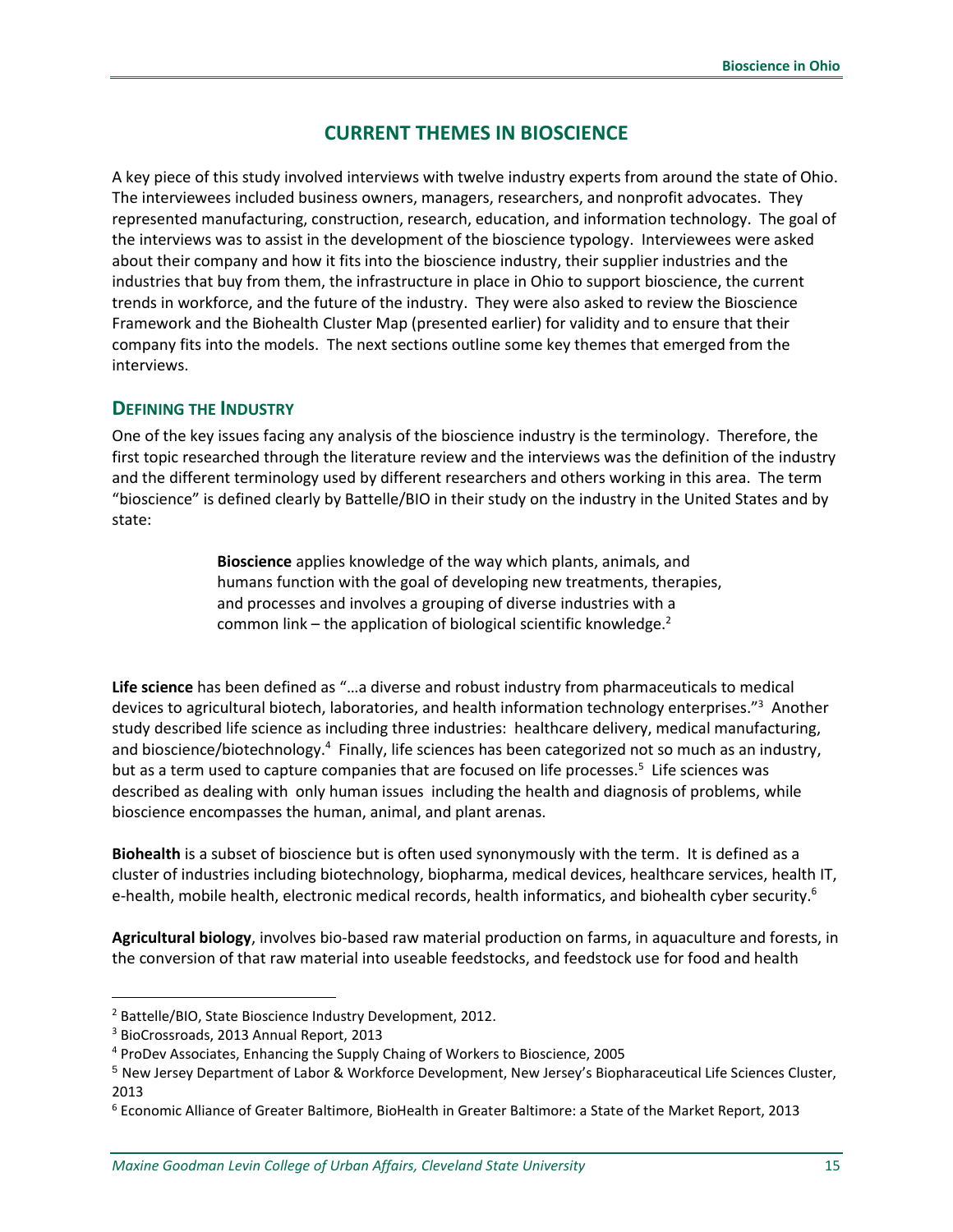## CURRENT THEMES IN BIOSCIENCE

A key piece of this study involved interviews with twelve industry experts from around the state of Ohio. The interviewees included business owners, managers, researchers, and nonprofit advocates. They represented manufacturing, construction, research, education, and information technology. The goal of the interviews was to assist in the development of the bioscience typology. Interviewees were asked about their company and how it fits into the bioscience industry, their supplier industries and the industries that buy from them, the infrastructure in place in Ohio to support bioscience, the current trends in workforce, and the future of the industry. They were also asked to review the Bioscience Framework and the Biohealth Cluster Map (presented earlier) for validity and to ensure that their company fits into the models. The next sections outline some key themes that emerged from the interviews.

### DEFINING THE INDUSTRY

One of the key issues facing any analysis of the bioscience industry is the terminology. Therefore, the first topic researched through the literature review and the interviews was the definition of the industry and the different terminology used by different researchers and others working in this area. The term "bioscience" is defined clearly by Battelle/BIO in their study on the industry in the United States and by state:

> **Bioscience** applies knowledge of the way which plants, animals, and humans function with the goal of developing new treatments, therapies, and processes and involves a grouping of diverse industries with a common link – the application of biological scientific knowledge.[2]

**Life science** has been defined as "…a diverse and robust industry from pharmaceuticals to medical devices to agricultural biotech, laboratories, and health information technology enterprises."[3] Another study described life science as including three industries: healthcare delivery, medical manufacturing, and bioscience/biotechnology.[4] Finally, life sciences has been categorized not so much as an industry, but as a term used to capture companies that are focused on life processes.[5] Life sciences was described as dealing with only human issues including the health and diagnosis of problems, while bioscience encompasses the human, animal, and plant arenas.

**Biohealth** is a subset of bioscience but is often used synonymously with the term. It is defined as a cluster of industries including biotechnology, biopharma, medical devices, healthcare services, health IT, e-health, mobile health, electronic medical records, health informatics, and biohealth cyber security.[6]

**Agricultural biology**, involves bio-based raw material production on farms, in aquaculture and forests, in the conversion of that raw material into useable feedstocks, and feedstock use for food and health

---

[2] Battelle/BIO, State Bioscience Industry Development, 2012.

[3] BioCrossroads, 2013 Annual Report, 2013

[4] ProDev Associates, Enhancing the Supply Chaing of Workers to Bioscience, 2005

[5] New Jersey Department of Labor & Workforce Development, New Jersey's Biopharaceutical Life Sciences Cluster, 2013

[6] Economic Alliance of Greater Baltimore, BioHealth in Greater Baltimore: a State of the Market Report, 2013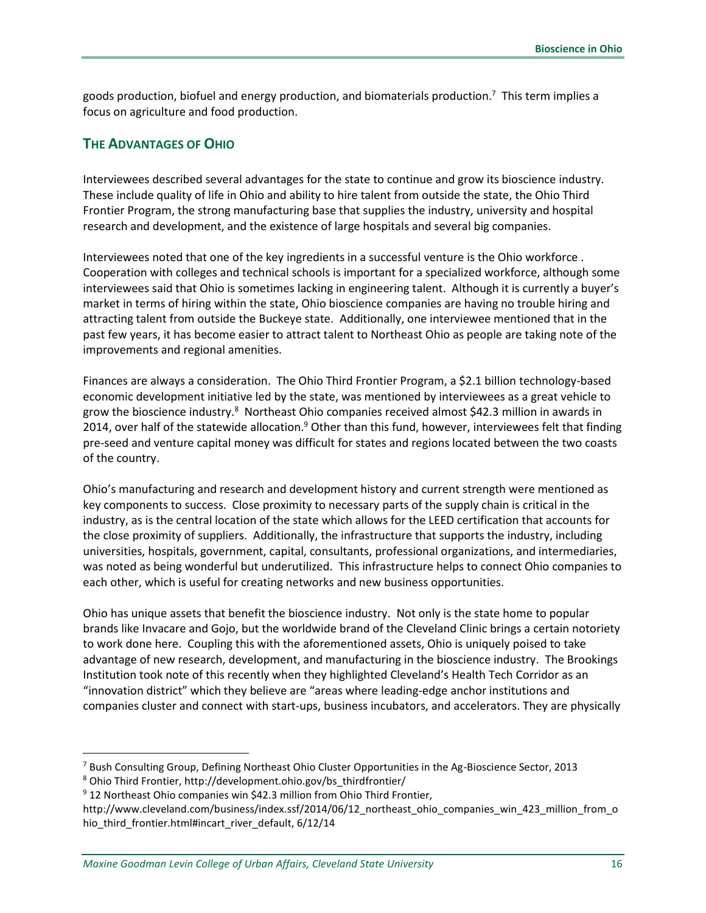goods production, biofuel and energy production, and biomaterials production.[7] This term implies a focus on agriculture and food production.

## THE ADVANTAGES OF OHIO

Interviewees described several advantages for the state to continue and grow its bioscience industry. These include quality of life in Ohio and ability to hire talent from outside the state, the Ohio Third Frontier Program, the strong manufacturing base that supplies the industry, university and hospital research and development, and the existence of large hospitals and several big companies.

Interviewees noted that one of the key ingredients in a successful venture is the Ohio workforce . Cooperation with colleges and technical schools is important for a specialized workforce, although some interviewees said that Ohio is sometimes lacking in engineering talent. Although it is currently a buyer's market in terms of hiring within the state, Ohio bioscience companies are having no trouble hiring and attracting talent from outside the Buckeye state. Additionally, one interviewee mentioned that in the past few years, it has become easier to attract talent to Northeast Ohio as people are taking note of the improvements and regional amenities.

Finances are always a consideration. The Ohio Third Frontier Program, a $2.1 billion technology-based economic development initiative led by the state, was mentioned by interviewees as a great vehicle to grow the bioscience industry.[8] Northeast Ohio companies received almost $42.3 million in awards in 2014, over half of the statewide allocation.[9] Other than this fund, however, interviewees felt that finding pre-seed and venture capital money was difficult for states and regions located between the two coasts of the country.

Ohio's manufacturing and research and development history and current strength were mentioned as key components to success. Close proximity to necessary parts of the supply chain is critical in the industry, as is the central location of the state which allows for the LEED certification that accounts for the close proximity of suppliers. Additionally, the infrastructure that supports the industry, including universities, hospitals, government, capital, consultants, professional organizations, and intermediaries, was noted as being wonderful but underutilized. This infrastructure helps to connect Ohio companies to each other, which is useful for creating networks and new business opportunities.

Ohio has unique assets that benefit the bioscience industry. Not only is the state home to popular brands like Invacare and Gojo, but the worldwide brand of the Cleveland Clinic brings a certain notoriety to work done here. Coupling this with the aforementioned assets, Ohio is uniquely poised to take advantage of new research, development, and manufacturing in the bioscience industry. The Brookings Institution took note of this recently when they highlighted Cleveland's Health Tech Corridor as an "innovation district" which they believe are "areas where leading-edge anchor institutions and companies cluster and connect with start-ups, business incubators, and accelerators. They are physically

---

[7] Bush Consulting Group, Defining Northeast Ohio Cluster Opportunities in the Ag-Bioscience Sector, 2013

[8] Ohio Third Frontier, http://development.ohio.gov/bs_thirdfrontier/

[9] 12 Northeast Ohio companies win $42.3 million from Ohio Third Frontier, http://www.cleveland.com/business/index.ssf/2014/06/12_northeast_ohio_companies_win_423_million_from_ohio_third_frontier.html#incart_river_default, 6/12/14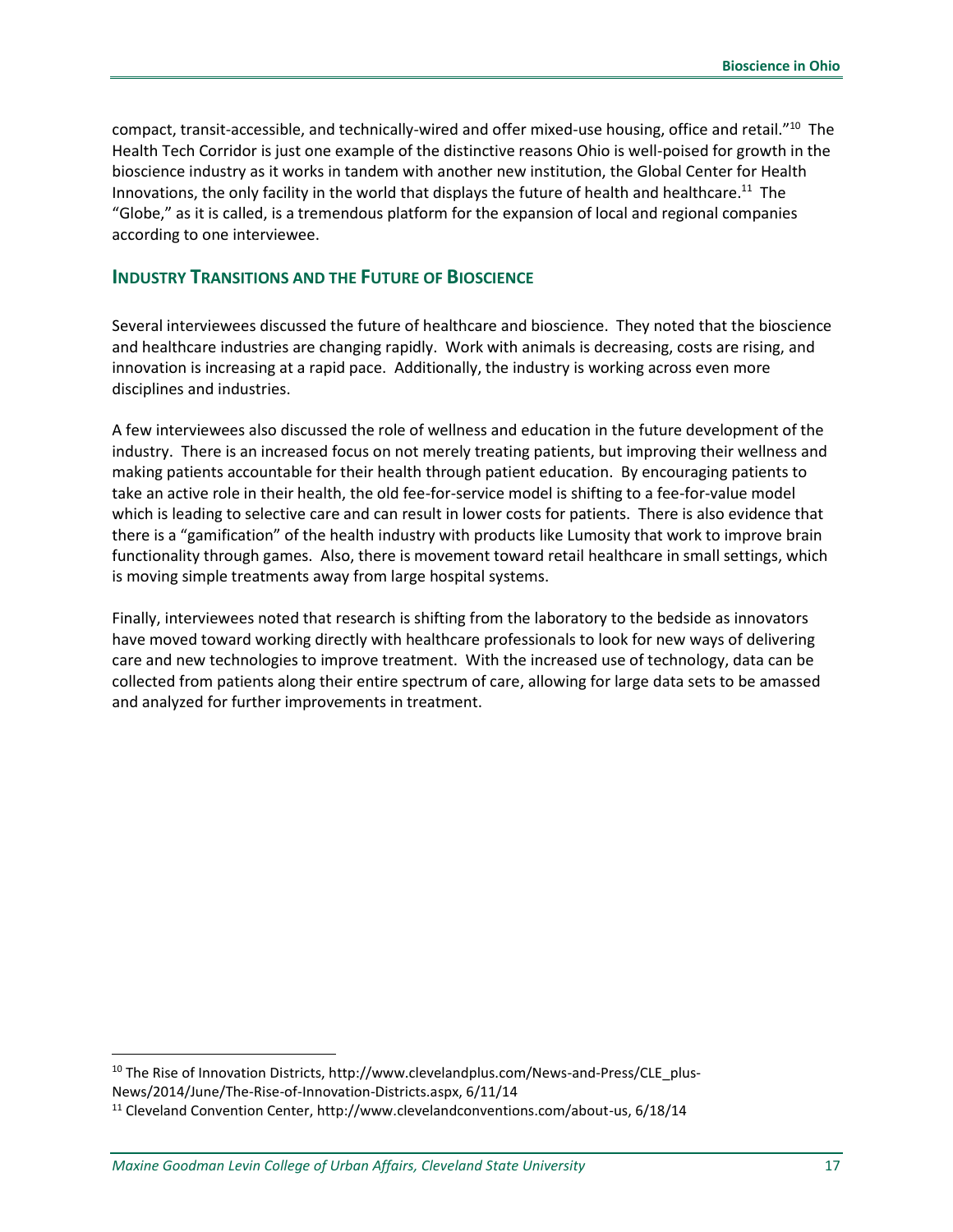compact, transit-accessible, and technically-wired and offer mixed-use housing, office and retail."[10] The Health Tech Corridor is just one example of the distinctive reasons Ohio is well-poised for growth in the bioscience industry as it works in tandem with another new institution, the Global Center for Health Innovations, the only facility in the world that displays the future of health and healthcare.[11] The "Globe," as it is called, is a tremendous platform for the expansion of local and regional companies according to one interviewee.

## Industry Transitions and the Future of Bioscience

Several interviewees discussed the future of healthcare and bioscience. They noted that the bioscience and healthcare industries are changing rapidly. Work with animals is decreasing, costs are rising, and innovation is increasing at a rapid pace. Additionally, the industry is working across even more disciplines and industries.

A few interviewees also discussed the role of wellness and education in the future development of the industry. There is an increased focus on not merely treating patients, but improving their wellness and making patients accountable for their health through patient education. By encouraging patients to take an active role in their health, the old fee-for-service model is shifting to a fee-for-value model which is leading to selective care and can result in lower costs for patients. There is also evidence that there is a "gamification" of the health industry with products like Lumosity that work to improve brain functionality through games. Also, there is movement toward retail healthcare in small settings, which is moving simple treatments away from large hospital systems.

Finally, interviewees noted that research is shifting from the laboratory to the bedside as innovators have moved toward working directly with healthcare professionals to look for new ways of delivering care and new technologies to improve treatment. With the increased use of technology, data can be collected from patients along their entire spectrum of care, allowing for large data sets to be amassed and analyzed for further improvements in treatment.

---

[10] The Rise of Innovation Districts, http://www.clevelandplus.com/News-and-Press/CLE_plus-News/2014/June/The-Rise-of-Innovation-Districts.aspx, 6/11/14

[11] Cleveland Convention Center, http://www.clevelandconventions.com/about-us, 6/18/14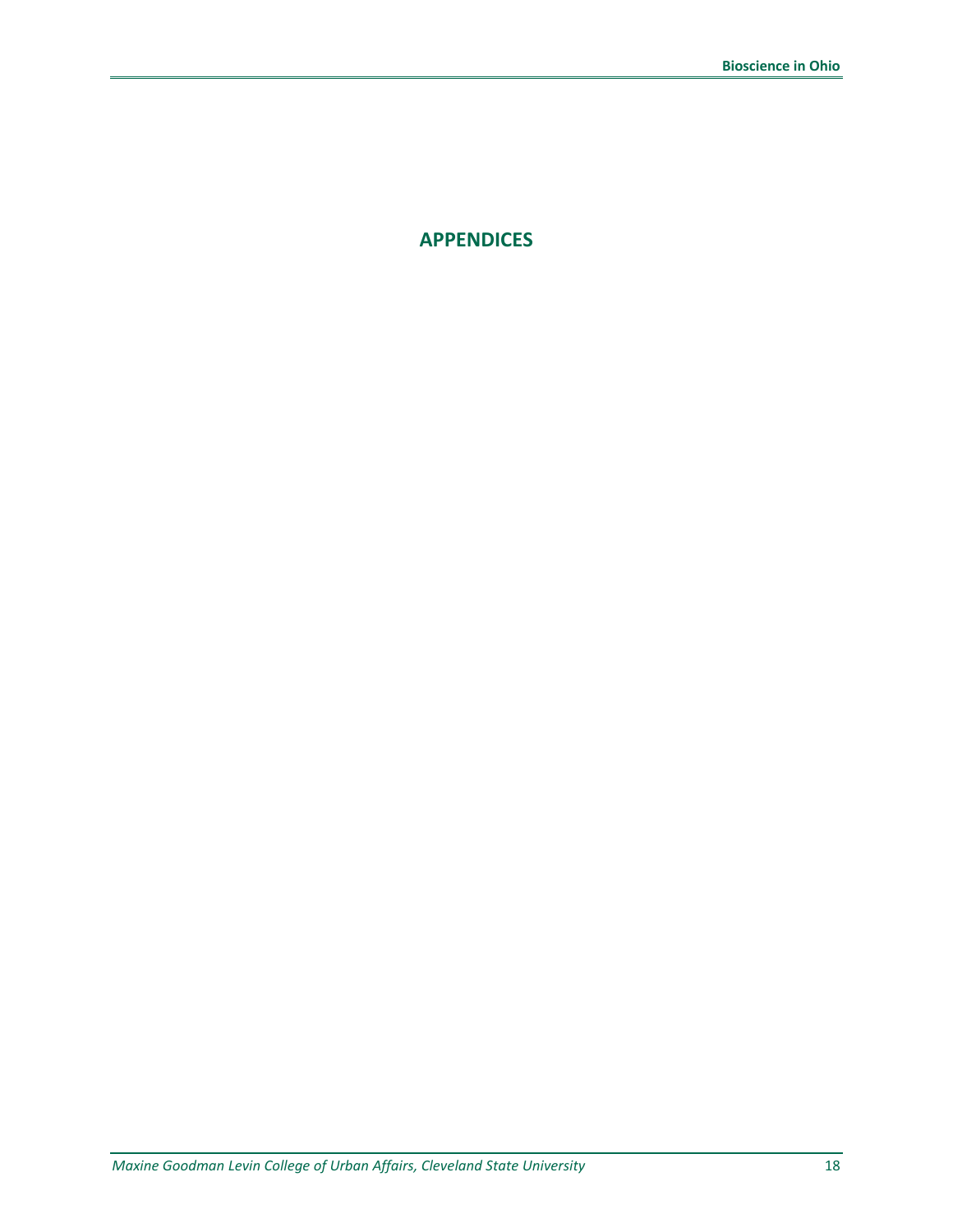# APPENDICES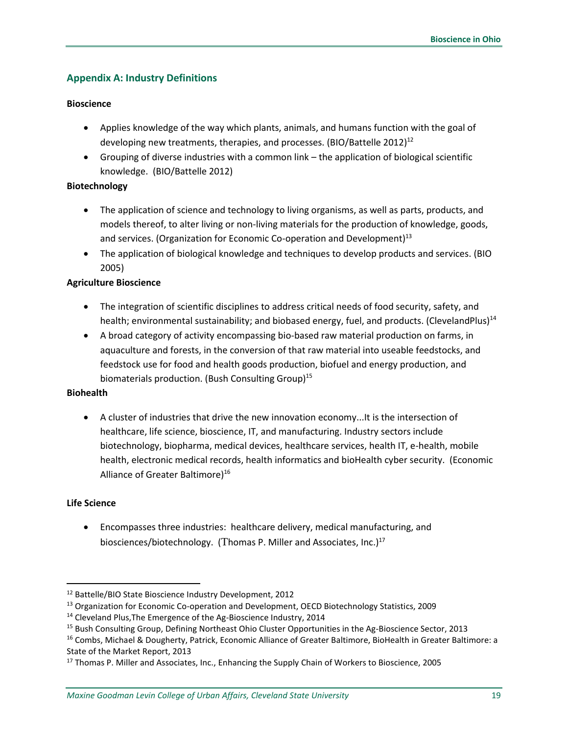## Appendix A: Industry Definitions

**Bioscience**

- Applies knowledge of the way which plants, animals, and humans function with the goal of developing new treatments, therapies, and processes. (BIO/Battelle 2012)[12]
- Grouping of diverse industries with a common link – the application of biological scientific knowledge. (BIO/Battelle 2012)

**Biotechnology**

- The application of science and technology to living organisms, as well as parts, products, and models thereof, to alter living or non-living materials for the production of knowledge, goods, and services. (Organization for Economic Co-operation and Development)[13]
- The application of biological knowledge and techniques to develop products and services. (BIO 2005)

**Agriculture Bioscience**

- The integration of scientific disciplines to address critical needs of food security, safety, and health; environmental sustainability; and biobased energy, fuel, and products. (ClevelandPlus)[14]
- A broad category of activity encompassing bio-based raw material production on farms, in aquaculture and forests, in the conversion of that raw material into useable feedstocks, and feedstock use for food and health goods production, biofuel and energy production, and biomaterials production. (Bush Consulting Group)[15]

**Biohealth**

- A cluster of industries that drive the new innovation economy...It is the intersection of healthcare, life science, bioscience, IT, and manufacturing. Industry sectors include biotechnology, biopharma, medical devices, healthcare services, health IT, e-health, mobile health, electronic medical records, health informatics and bioHealth cyber security. (Economic Alliance of Greater Baltimore)[16]

**Life Science**

- Encompasses three industries: healthcare delivery, medical manufacturing, and biosciences/biotechnology. (Thomas P. Miller and Associates, Inc.)[17]

---

[12] Battelle/BIO State Bioscience Industry Development, 2012

[13] Organization for Economic Co-operation and Development, OECD Biotechnology Statistics, 2009

[14] Cleveland Plus,The Emergence of the Ag-Bioscience Industry, 2014

[15] Bush Consulting Group, Defining Northeast Ohio Cluster Opportunities in the Ag-Bioscience Sector, 2013

[16] Combs, Michael & Dougherty, Patrick, Economic Alliance of Greater Baltimore, BioHealth in Greater Baltimore: a State of the Market Report, 2013

[17] Thomas P. Miller and Associates, Inc., Enhancing the Supply Chain of Workers to Bioscience, 2005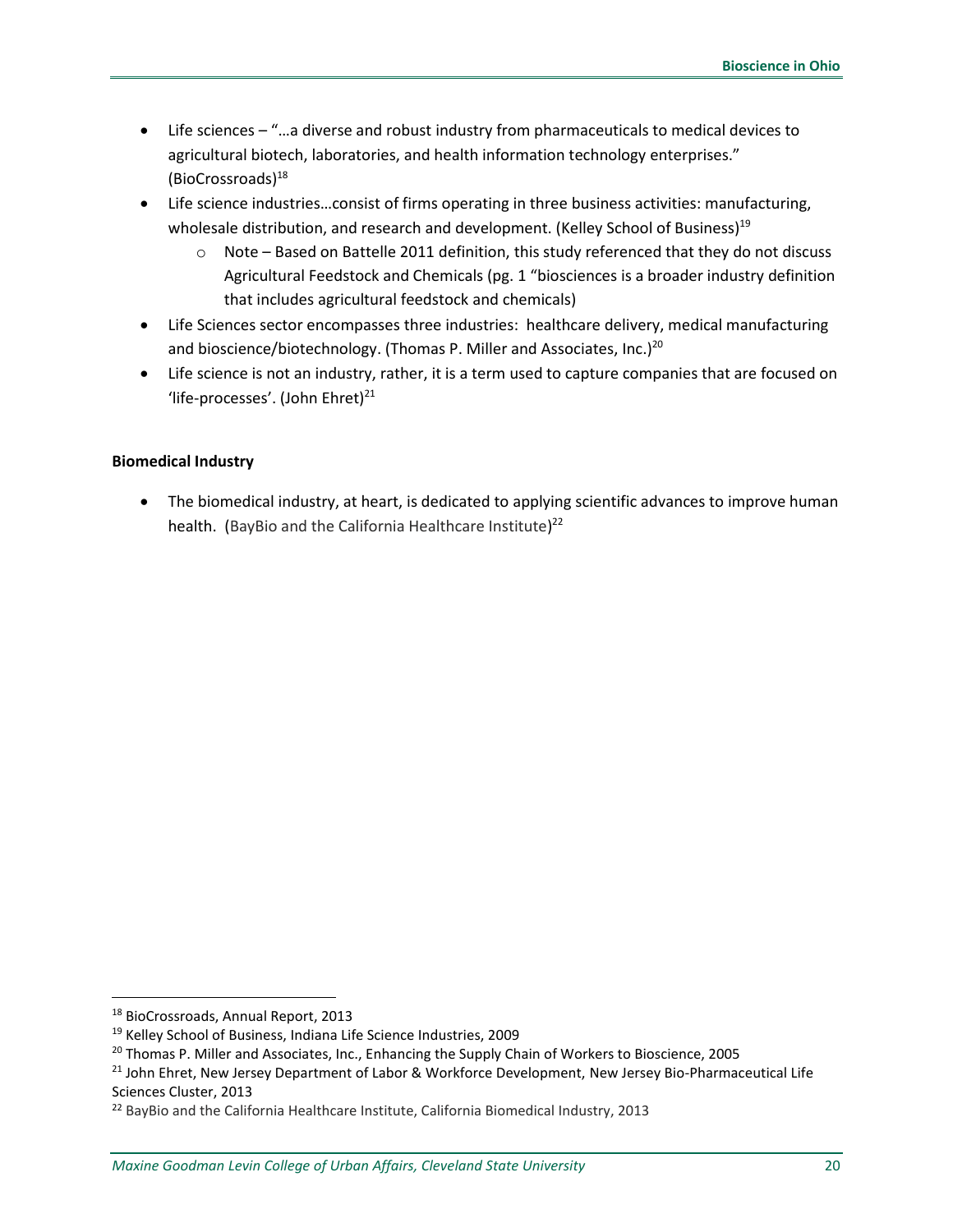- Life sciences – "…a diverse and robust industry from pharmaceuticals to medical devices to agricultural biotech, laboratories, and health information technology enterprises." (BioCrossroads)[18]
- Life science industries…consist of firms operating in three business activities: manufacturing, wholesale distribution, and research and development. (Kelley School of Business)[19]
    - Note – Based on Battelle 2011 definition, this study referenced that they do not discuss Agricultural Feedstock and Chemicals (pg. 1 "biosciences is a broader industry definition that includes agricultural feedstock and chemicals)
- Life Sciences sector encompasses three industries: healthcare delivery, medical manufacturing and bioscience/biotechnology. (Thomas P. Miller and Associates, Inc.)[20]
- Life science is not an industry, rather, it is a term used to capture companies that are focused on 'life-processes'. (John Ehret)[21]

**Biomedical Industry**

- The biomedical industry, at heart, is dedicated to applying scientific advances to improve human health. (BayBio and the California Healthcare Institute)[22]

[18] BioCrossroads, Annual Report, 2013

[19] Kelley School of Business, Indiana Life Science Industries, 2009

[20] Thomas P. Miller and Associates, Inc., Enhancing the Supply Chain of Workers to Bioscience, 2005

[21] John Ehret, New Jersey Department of Labor & Workforce Development, New Jersey Bio-Pharmaceutical Life Sciences Cluster, 2013

[22] BayBio and the California Healthcare Institute, California Biomedical Industry, 2013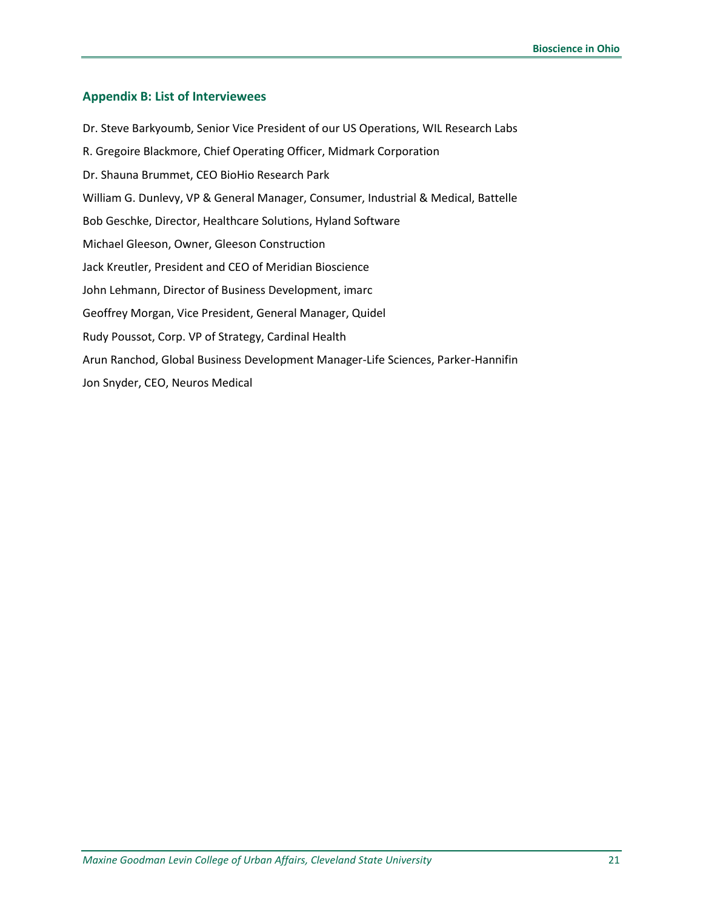## Appendix B: List of Interviewees

Dr. Steve Barkyoumb, Senior Vice President of our US Operations, WIL Research Labs

R. Gregoire Blackmore, Chief Operating Officer, Midmark Corporation

Dr. Shauna Brummet, CEO BioHio Research Park

William G. Dunlevy, VP & General Manager, Consumer, Industrial & Medical, Battelle

Bob Geschke, Director, Healthcare Solutions, Hyland Software

Michael Gleeson, Owner, Gleeson Construction

Jack Kreutler, President and CEO of Meridian Bioscience

John Lehmann, Director of Business Development, imarc

Geoffrey Morgan, Vice President, General Manager, Quidel

Rudy Poussot, Corp. VP of Strategy, Cardinal Health

Arun Ranchod, Global Business Development Manager-Life Sciences, Parker-Hannifin

Jon Snyder, CEO, Neuros Medical